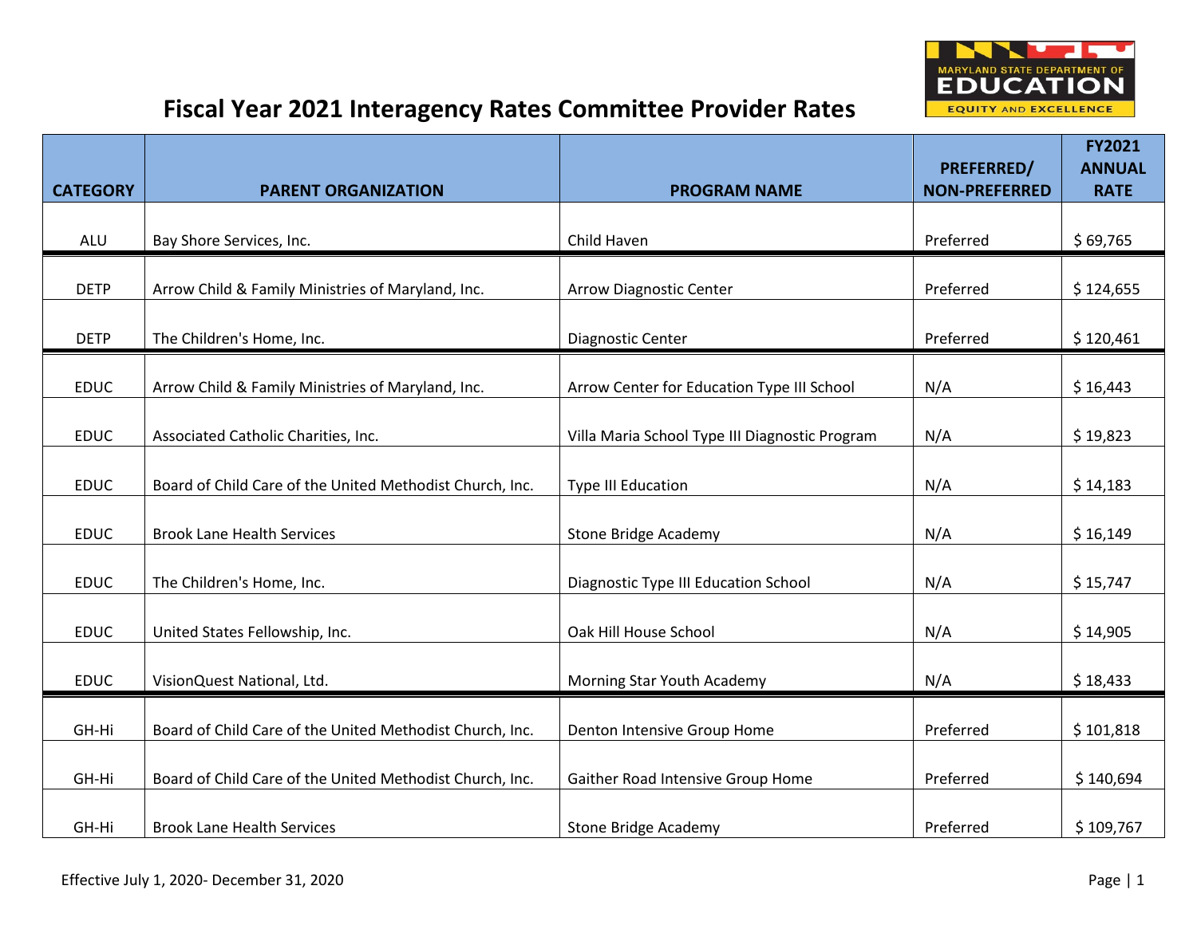# Fiscal Year 2021 Interagency Rates Committee Provider Rates

| CATEGORY | PARENT ORGANIZATION | PROGRAM NAME | PREFERRED/ NON-PREFERRED | FY2021 ANNUAL RATE |
|---|---|---|---|---|
| ALU | Bay Shore Services, Inc. | Child Haven | Preferred | $ 69,765 |
| DETP | Arrow Child & Family Ministries of Maryland, Inc. | Arrow Diagnostic Center | Preferred | $ 124,655 |
| DETP | The Children's Home, Inc. | Diagnostic Center | Preferred | $ 120,461 |
| EDUC | Arrow Child & Family Ministries of Maryland, Inc. | Arrow Center for Education Type III School | N/A | $ 16,443 |
| EDUC | Associated Catholic Charities, Inc. | Villa Maria School Type III Diagnostic Program | N/A | $ 19,823 |
| EDUC | Board of Child Care of the United Methodist Church, Inc. | Type III Education | N/A | $ 14,183 |
| EDUC | Brook Lane Health Services | Stone Bridge Academy | N/A | $ 16,149 |
| EDUC | The Children's Home, Inc. | Diagnostic Type III Education School | N/A | $ 15,747 |
| EDUC | United States Fellowship, Inc. | Oak Hill House School | N/A | $ 14,905 |
| EDUC | VisionQuest National, Ltd. | Morning Star Youth Academy | N/A | $ 18,433 |
| GH-Hi | Board of Child Care of the United Methodist Church, Inc. | Denton Intensive Group Home | Preferred | $ 101,818 |
| GH-Hi | Board of Child Care of the United Methodist Church, Inc. | Gaither Road Intensive Group Home | Preferred | $ 140,694 |
| GH-Hi | Brook Lane Health Services | Stone Bridge Academy | Preferred | $ 109,767 |

Effective July 1, 2020- December 31, 2020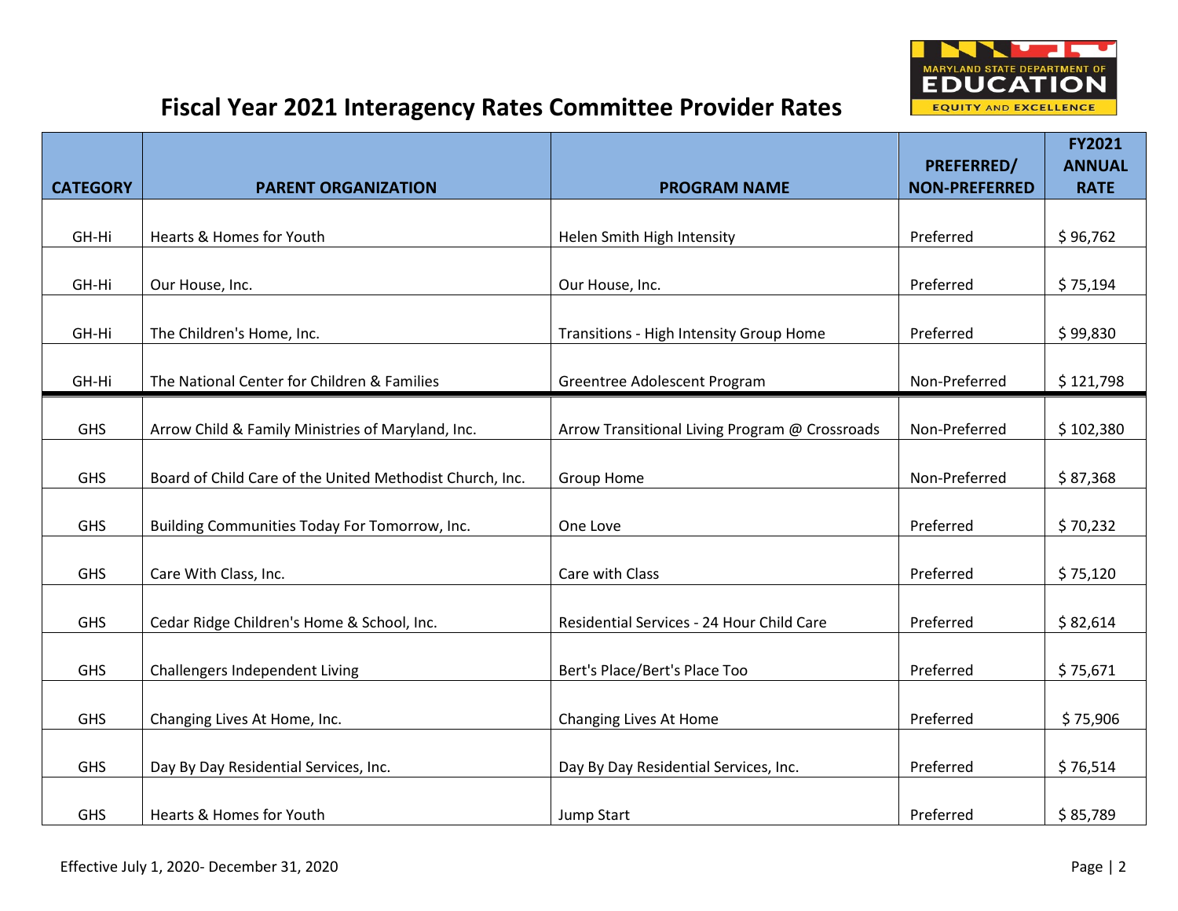# Fiscal Year 2021 Interagency Rates Committee Provider Rates

| CATEGORY | PARENT ORGANIZATION | PROGRAM NAME | PREFERRED/ NON-PREFERRED | FY2021 ANNUAL RATE |
|---|---|---|---|---|
| GH-Hi | Hearts & Homes for Youth | Helen Smith High Intensity | Preferred | $ 96,762 |
| GH-Hi | Our House, Inc. | Our House, Inc. | Preferred | $ 75,194 |
| GH-Hi | The Children's Home, Inc. | Transitions - High Intensity Group Home | Preferred | $ 99,830 |
| GH-Hi | The National Center for Children & Families | Greentree Adolescent Program | Non-Preferred | $ 121,798 |
| GHS | Arrow Child & Family Ministries of Maryland, Inc. | Arrow Transitional Living Program @ Crossroads | Non-Preferred | $ 102,380 |
| GHS | Board of Child Care of the United Methodist Church, Inc. | Group Home | Non-Preferred | $ 87,368 |
| GHS | Building Communities Today For Tomorrow, Inc. | One Love | Preferred | $ 70,232 |
| GHS | Care With Class, Inc. | Care with Class | Preferred | $ 75,120 |
| GHS | Cedar Ridge Children's Home & School, Inc. | Residential Services - 24 Hour Child Care | Preferred | $ 82,614 |
| GHS | Challengers Independent Living | Bert's Place/Bert's Place Too | Preferred | $ 75,671 |
| GHS | Changing Lives At Home, Inc. | Changing Lives At Home | Preferred | $ 75,906 |
| GHS | Day By Day Residential Services, Inc. | Day By Day Residential Services, Inc. | Preferred | $ 76,514 |
| GHS | Hearts & Homes for Youth | Jump Start | Preferred | $ 85,789 |

Effective July 1, 2020- December 31, 2020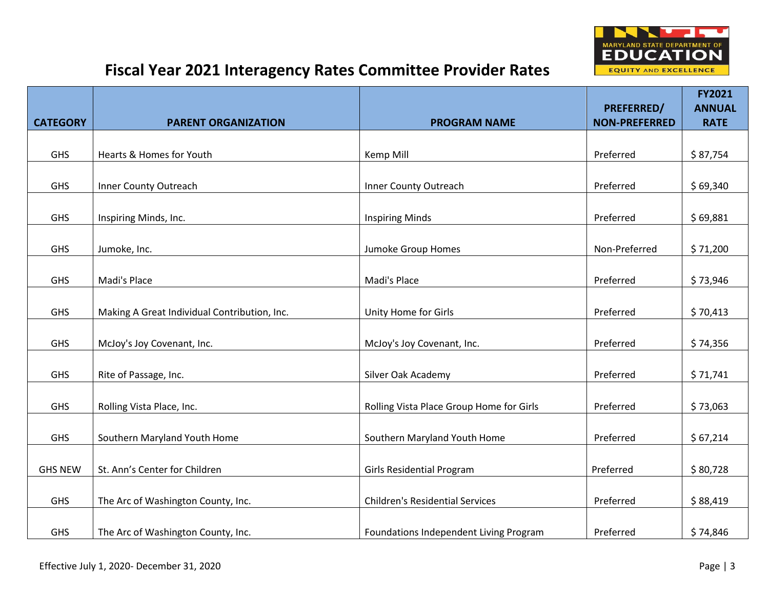# Fiscal Year 2021 Interagency Rates Committee Provider Rates

| CATEGORY | PARENT ORGANIZATION | PROGRAM NAME | PREFERRED/ NON-PREFERRED | FY2021 ANNUAL RATE |
|---|---|---|---|---|
| GHS | Hearts & Homes for Youth | Kemp Mill | Preferred | $ 87,754 |
| GHS | Inner County Outreach | Inner County Outreach | Preferred | $ 69,340 |
| GHS | Inspiring Minds, Inc. | Inspiring Minds | Preferred | $ 69,881 |
| GHS | Jumoke, Inc. | Jumoke Group Homes | Non-Preferred | $ 71,200 |
| GHS | Madi's Place | Madi's Place | Preferred | $ 73,946 |
| GHS | Making A Great Individual Contribution, Inc. | Unity Home for Girls | Preferred | $ 70,413 |
| GHS | McJoy's Joy Covenant, Inc. | McJoy's Joy Covenant, Inc. | Preferred | $ 74,356 |
| GHS | Rite of Passage, Inc. | Silver Oak Academy | Preferred | $ 71,741 |
| GHS | Rolling Vista Place, Inc. | Rolling Vista Place Group Home for Girls | Preferred | $ 73,063 |
| GHS | Southern Maryland Youth Home | Southern Maryland Youth Home | Preferred | $ 67,214 |
| GHS NEW | St. Ann’s Center for Children | Girls Residential Program | Preferred | $ 80,728 |
| GHS | The Arc of Washington County, Inc. | Children's Residential Services | Preferred | $ 88,419 |
| GHS | The Arc of Washington County, Inc. | Foundations Independent Living Program | Preferred | $ 74,846 |

Effective July 1, 2020- December 31, 2020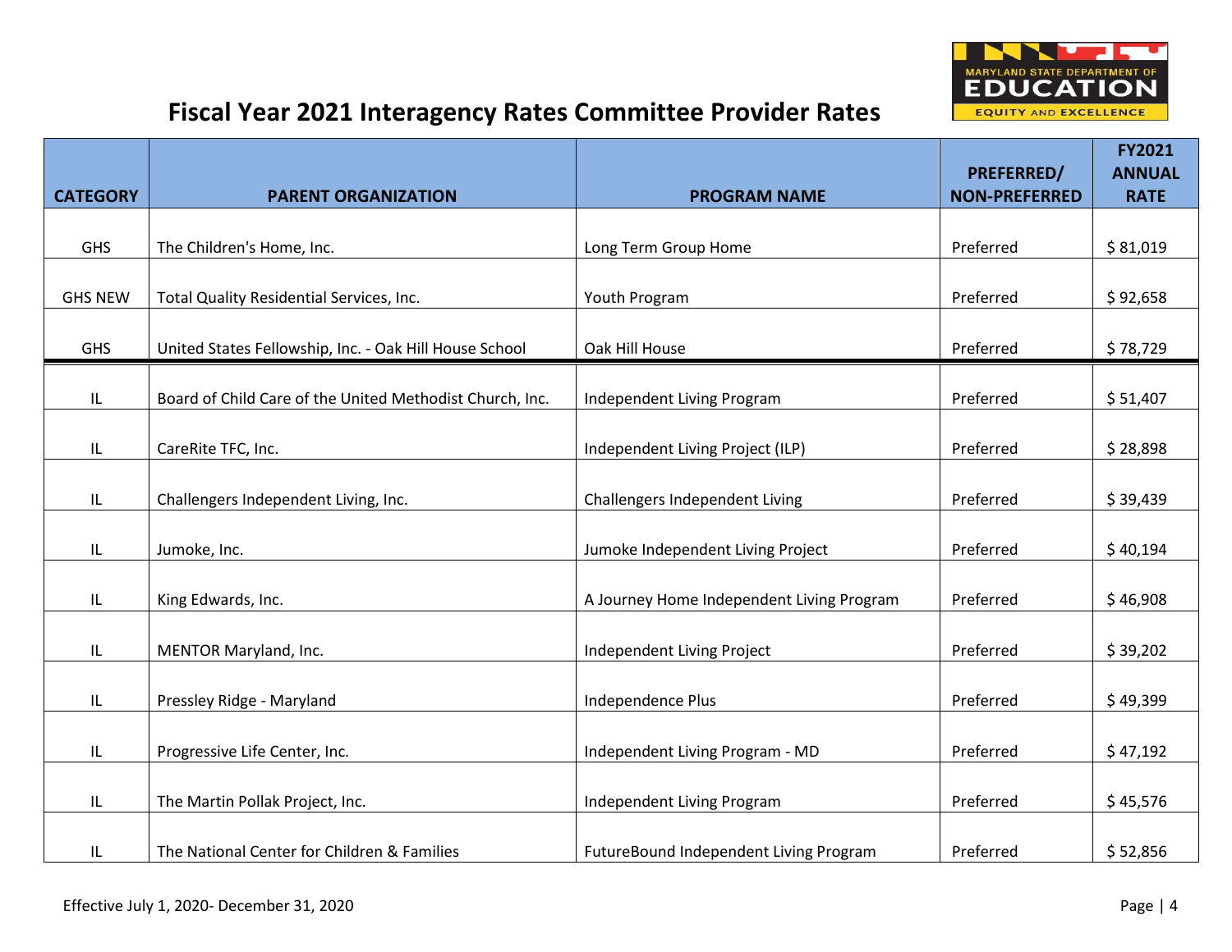# Fiscal Year 2021 Interagency Rates Committee Provider Rates

| CATEGORY | PARENT ORGANIZATION | PROGRAM NAME | PREFERRED/ NON-PREFERRED | FY2021 ANNUAL RATE |
|---|---|---|---|---|
| GHS | The Children's Home, Inc. | Long Term Group Home | Preferred | $ 81,019 |
| GHS NEW | Total Quality Residential Services, Inc. | Youth Program | Preferred | $ 92,658 |
| GHS | United States Fellowship, Inc. - Oak Hill House School | Oak Hill House | Preferred | $ 78,729 |
| IL | Board of Child Care of the United Methodist Church, Inc. | Independent Living Program | Preferred | $ 51,407 |
| IL | CareRite TFC, Inc. | Independent Living Project (ILP) | Preferred | $ 28,898 |
| IL | Challengers Independent Living, Inc. | Challengers Independent Living | Preferred | $ 39,439 |
| IL | Jumoke, Inc. | Jumoke Independent Living Project | Preferred | $ 40,194 |
| IL | King Edwards, Inc. | A Journey Home Independent Living Program | Preferred | $ 46,908 |
| IL | MENTOR Maryland, Inc. | Independent Living Project | Preferred | $ 39,202 |
| IL | Pressley Ridge - Maryland | Independence Plus | Preferred | $ 49,399 |
| IL | Progressive Life Center, Inc. | Independent Living Program - MD | Preferred | $ 47,192 |
| IL | The Martin Pollak Project, Inc. | Independent Living Program | Preferred | $ 45,576 |
| IL | The National Center for Children & Families | FutureBound Independent Living Program | Preferred | $ 52,856 |

Effective July 1, 2020- December 31, 2020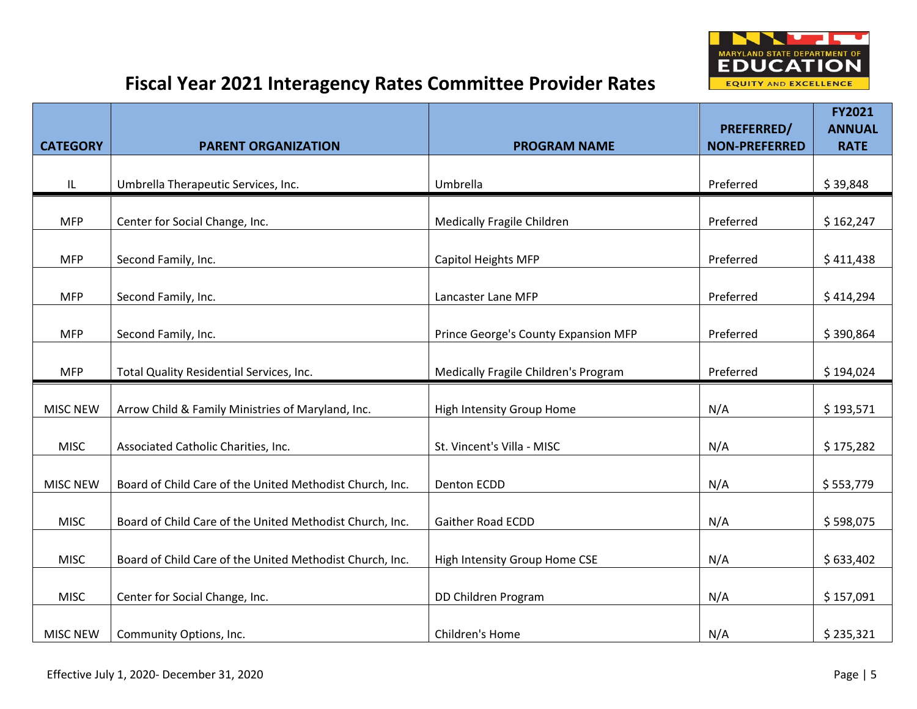# Fiscal Year 2021 Interagency Rates Committee Provider Rates

| CATEGORY | PARENT ORGANIZATION | PROGRAM NAME | PREFERRED/ NON-PREFERRED | FY2021 ANNUAL RATE |
|---|---|---|---|---|
| IL | Umbrella Therapeutic Services, Inc. | Umbrella | Preferred | $ 39,848 |
| MFP | Center for Social Change, Inc. | Medically Fragile Children | Preferred | $ 162,247 |
| MFP | Second Family, Inc. | Capitol Heights MFP | Preferred | $ 411,438 |
| MFP | Second Family, Inc. | Lancaster Lane MFP | Preferred | $ 414,294 |
| MFP | Second Family, Inc. | Prince George's County Expansion MFP | Preferred | $ 390,864 |
| MFP | Total Quality Residential Services, Inc. | Medically Fragile Children's Program | Preferred | $ 194,024 |
| MISC NEW | Arrow Child & Family Ministries of Maryland, Inc. | High Intensity Group Home | N/A | $ 193,571 |
| MISC | Associated Catholic Charities, Inc. | St. Vincent's Villa - MISC | N/A | $ 175,282 |
| MISC NEW | Board of Child Care of the United Methodist Church, Inc. | Denton ECDD | N/A | $ 553,779 |
| MISC | Board of Child Care of the United Methodist Church, Inc. | Gaither Road ECDD | N/A | $ 598,075 |
| MISC | Board of Child Care of the United Methodist Church, Inc. | High Intensity Group Home CSE | N/A | $ 633,402 |
| MISC | Center for Social Change, Inc. | DD Children Program | N/A | $ 157,091 |
| MISC NEW | Community Options, Inc. | Children's Home | N/A | $ 235,321 |

Effective July 1, 2020- December 31, 2020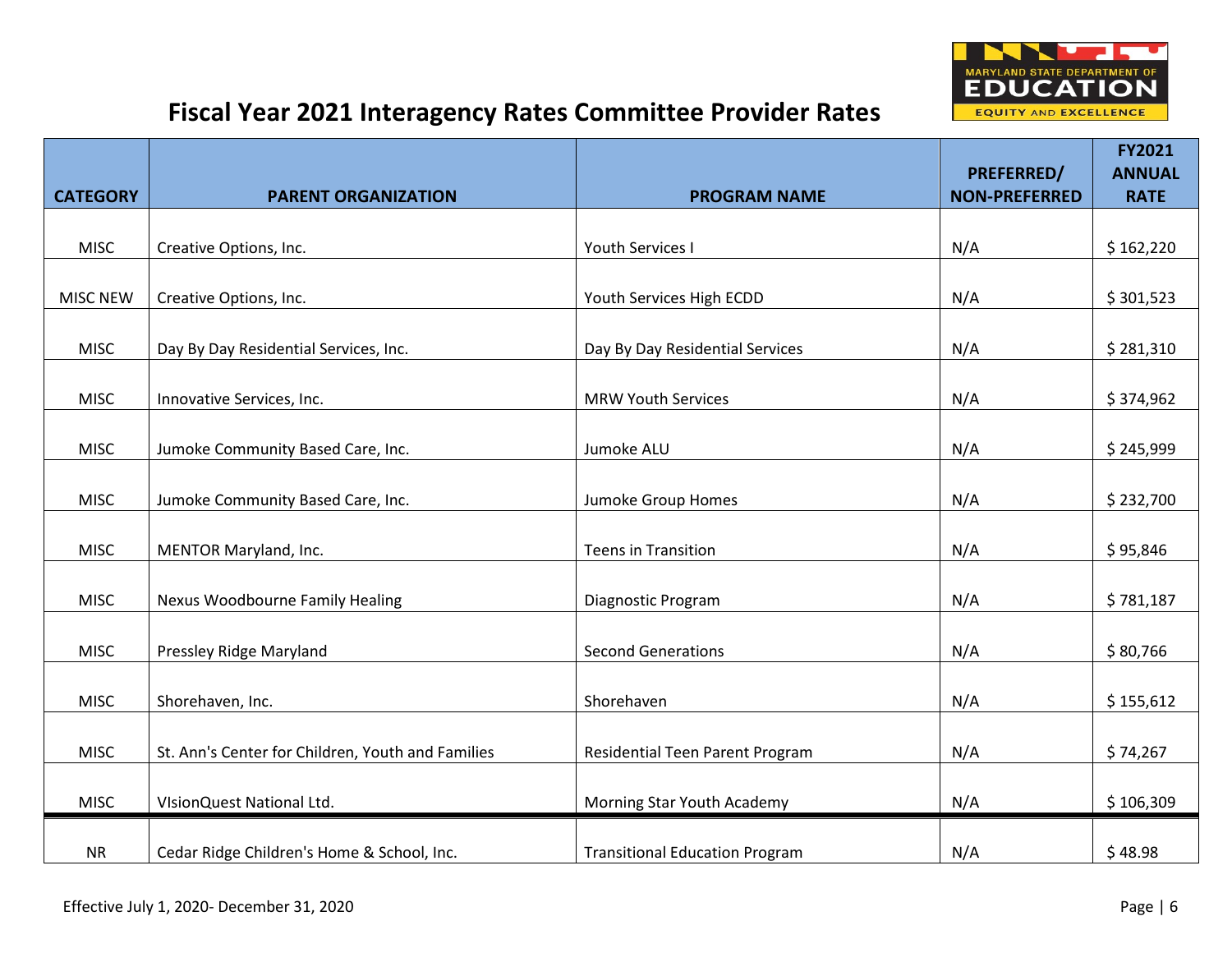# Fiscal Year 2021 Interagency Rates Committee Provider Rates

| CATEGORY | PARENT ORGANIZATION | PROGRAM NAME | PREFERRED/ NON-PREFERRED | FY2021 ANNUAL RATE |
|---|---|---|---|---|
| MISC | Creative Options, Inc. | Youth Services I | N/A | $ 162,220 |
| MISC NEW | Creative Options, Inc. | Youth Services High ECDD | N/A | $ 301,523 |
| MISC | Day By Day Residential Services, Inc. | Day By Day Residential Services | N/A | $ 281,310 |
| MISC | Innovative Services, Inc. | MRW Youth Services | N/A | $ 374,962 |
| MISC | Jumoke Community Based Care, Inc. | Jumoke ALU | N/A | $ 245,999 |
| MISC | Jumoke Community Based Care, Inc. | Jumoke Group Homes | N/A | $ 232,700 |
| MISC | MENTOR Maryland, Inc. | Teens in Transition | N/A | $ 95,846 |
| MISC | Nexus Woodbourne Family Healing | Diagnostic Program | N/A | $ 781,187 |
| MISC | Pressley Ridge Maryland | Second Generations | N/A | $ 80,766 |
| MISC | Shorehaven, Inc. | Shorehaven | N/A | $ 155,612 |
| MISC | St. Ann's Center for Children, Youth and Families | Residential Teen Parent Program | N/A | $ 74,267 |
| MISC | VIsionQuest National Ltd. | Morning Star Youth Academy | N/A | $ 106,309 |
| NR | Cedar Ridge Children's Home & School, Inc. | Transitional Education Program | N/A | $ 48.98 |

Effective July 1, 2020- December 31, 2020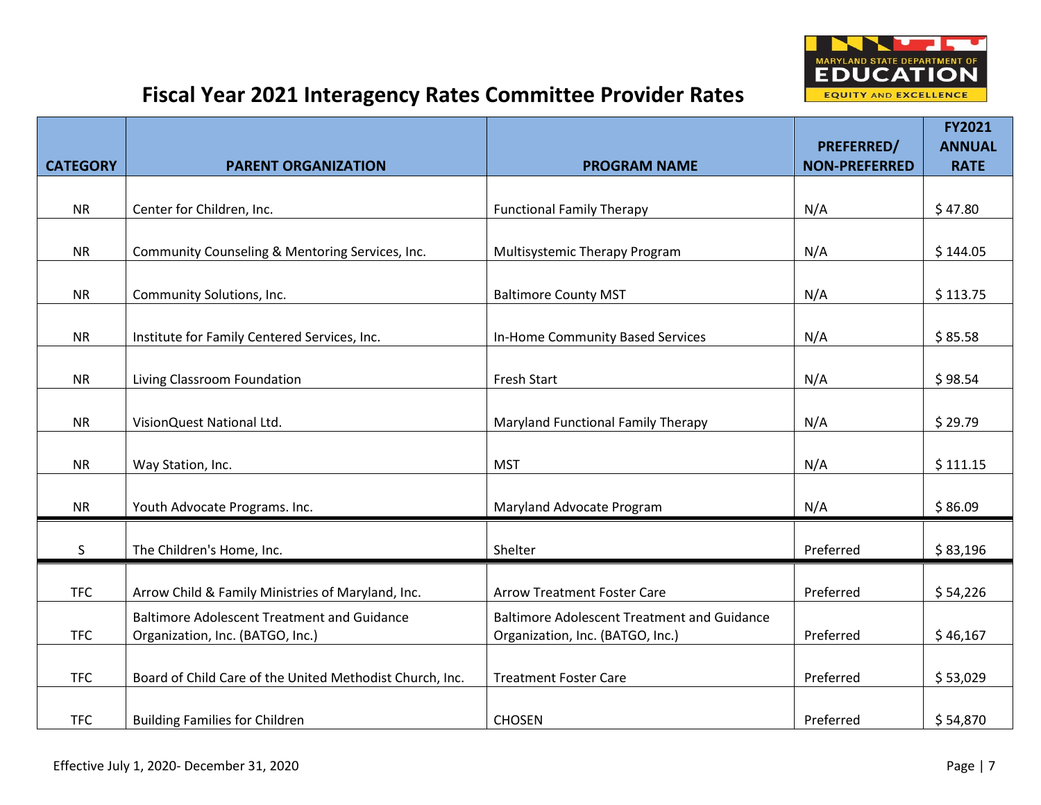# Fiscal Year 2021 Interagency Rates Committee Provider Rates

| CATEGORY | PARENT ORGANIZATION | PROGRAM NAME | PREFERRED/ NON-PREFERRED | FY2021 ANNUAL RATE |
|---|---|---|---|---|
| NR | Center for Children, Inc. | Functional Family Therapy | N/A | $ 47.80 |
| NR | Community Counseling & Mentoring Services, Inc. | Multisystemic Therapy Program | N/A | $ 144.05 |
| NR | Community Solutions, Inc. | Baltimore County MST | N/A | $ 113.75 |
| NR | Institute for Family Centered Services, Inc. | In-Home Community Based Services | N/A | $ 85.58 |
| NR | Living Classroom Foundation | Fresh Start | N/A | $ 98.54 |
| NR | VisionQuest National Ltd. | Maryland Functional Family Therapy | N/A | $ 29.79 |
| NR | Way Station, Inc. | MST | N/A | $ 111.15 |
| NR | Youth Advocate Programs. Inc. | Maryland Advocate Program | N/A | $ 86.09 |
| S | The Children's Home, Inc. | Shelter | Preferred | $ 83,196 |
| TFC | Arrow Child & Family Ministries of Maryland, Inc. | Arrow Treatment Foster Care | Preferred | $ 54,226 |
| TFC | Baltimore Adolescent Treatment and Guidance Organization, Inc. (BATGO, Inc.) | Baltimore Adolescent Treatment and Guidance Organization, Inc. (BATGO, Inc.) | Preferred | $ 46,167 |
| TFC | Board of Child Care of the United Methodist Church, Inc. | Treatment Foster Care | Preferred | $ 53,029 |
| TFC | Building Families for Children | CHOSEN | Preferred | $ 54,870 |

Effective July 1, 2020- December 31, 2020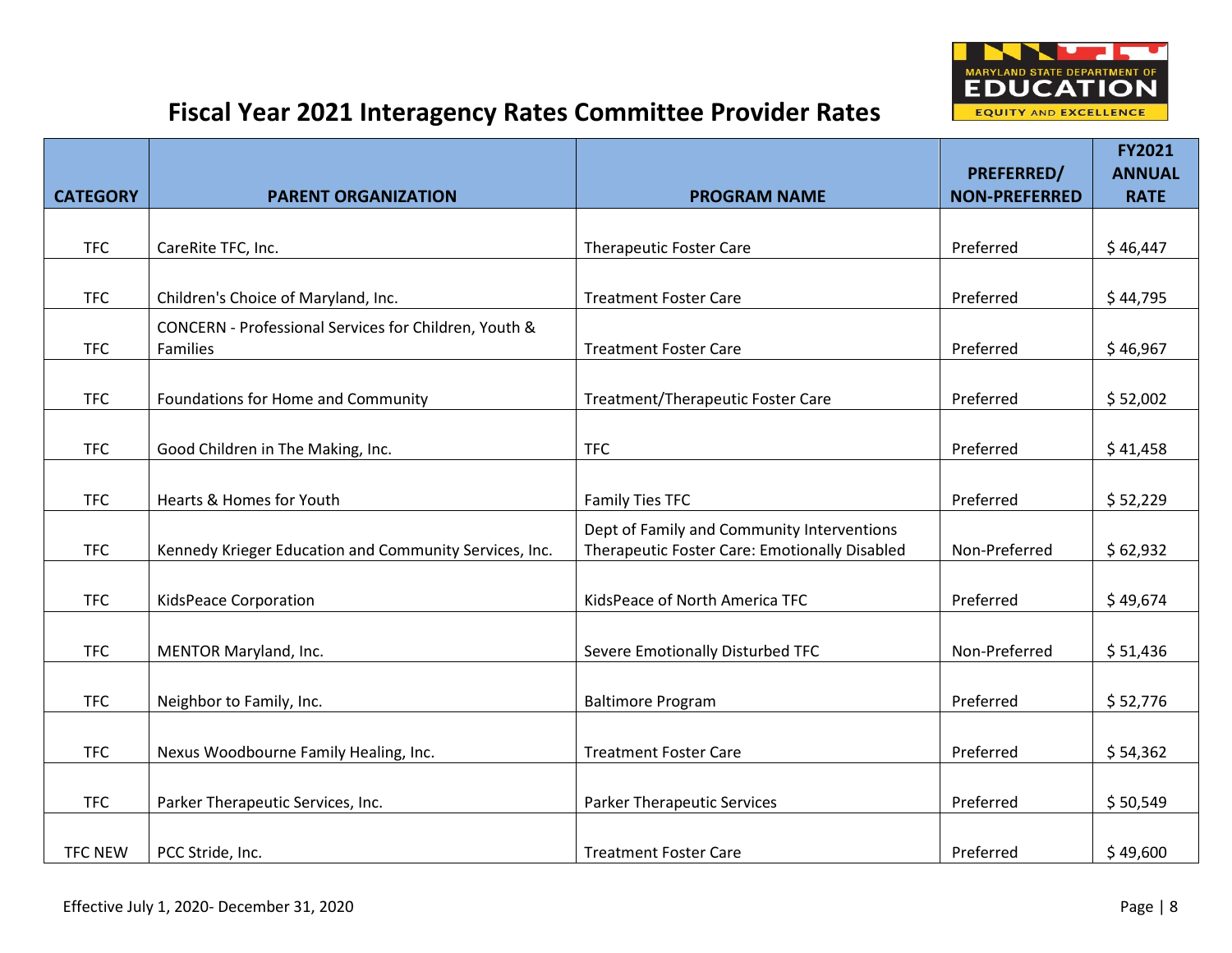# Fiscal Year 2021 Interagency Rates Committee Provider Rates

| CATEGORY | PARENT ORGANIZATION | PROGRAM NAME | PREFERRED/ NON-PREFERRED | FY2021 ANNUAL RATE |
|---|---|---|---|---|
| TFC | CareRite TFC, Inc. | Therapeutic Foster Care | Preferred | $ 46,447 |
| TFC | Children's Choice of Maryland, Inc. | Treatment Foster Care | Preferred | $ 44,795 |
| TFC | CONCERN - Professional Services for Children, Youth & Families | Treatment Foster Care | Preferred | $ 46,967 |
| TFC | Foundations for Home and Community | Treatment/Therapeutic Foster Care | Preferred | $ 52,002 |
| TFC | Good Children in The Making, Inc. | TFC | Preferred | $ 41,458 |
| TFC | Hearts & Homes for Youth | Family Ties TFC | Preferred | $ 52,229 |
| TFC | Kennedy Krieger Education and Community Services, Inc. | Dept of Family and Community Interventions Therapeutic Foster Care: Emotionally Disabled | Non-Preferred | $ 62,932 |
| TFC | KidsPeace Corporation | KidsPeace of North America TFC | Preferred | $ 49,674 |
| TFC | MENTOR Maryland, Inc. | Severe Emotionally Disturbed TFC | Non-Preferred | $ 51,436 |
| TFC | Neighbor to Family, Inc. | Baltimore Program | Preferred | $ 52,776 |
| TFC | Nexus Woodbourne Family Healing, Inc. | Treatment Foster Care | Preferred | $ 54,362 |
| TFC | Parker Therapeutic Services, Inc. | Parker Therapeutic Services | Preferred | $ 50,549 |
| TFC NEW | PCC Stride, Inc. | Treatment Foster Care | Preferred | $ 49,600 |

Effective July 1, 2020- December 31, 2020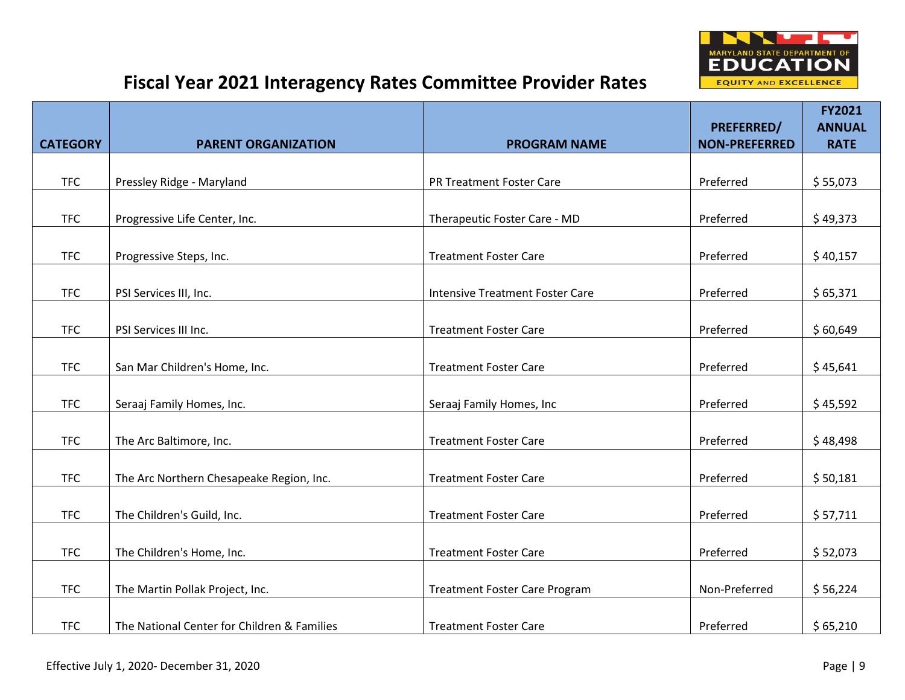# Fiscal Year 2021 Interagency Rates Committee Provider Rates

| CATEGORY | PARENT ORGANIZATION | PROGRAM NAME | PREFERRED/ NON-PREFERRED | FY2021 ANNUAL RATE |
|---|---|---|---|---|
| TFC | Pressley Ridge - Maryland | PR Treatment Foster Care | Preferred | $ 55,073 |
| TFC | Progressive Life Center, Inc. | Therapeutic Foster Care - MD | Preferred | $ 49,373 |
| TFC | Progressive Steps, Inc. | Treatment Foster Care | Preferred | $ 40,157 |
| TFC | PSI Services III, Inc. | Intensive Treatment Foster Care | Preferred | $ 65,371 |
| TFC | PSI Services III Inc. | Treatment Foster Care | Preferred | $ 60,649 |
| TFC | San Mar Children's Home, Inc. | Treatment Foster Care | Preferred | $ 45,641 |
| TFC | Seraaj Family Homes, Inc. | Seraaj Family Homes, Inc | Preferred | $ 45,592 |
| TFC | The Arc Baltimore, Inc. | Treatment Foster Care | Preferred | $ 48,498 |
| TFC | The Arc Northern Chesapeake Region, Inc. | Treatment Foster Care | Preferred | $ 50,181 |
| TFC | The Children's Guild, Inc. | Treatment Foster Care | Preferred | $ 57,711 |
| TFC | The Children's Home, Inc. | Treatment Foster Care | Preferred | $ 52,073 |
| TFC | The Martin Pollak Project, Inc. | Treatment Foster Care Program | Non-Preferred | $ 56,224 |
| TFC | The National Center for Children & Families | Treatment Foster Care | Preferred | $ 65,210 |

Effective July 1, 2020- December 31, 2020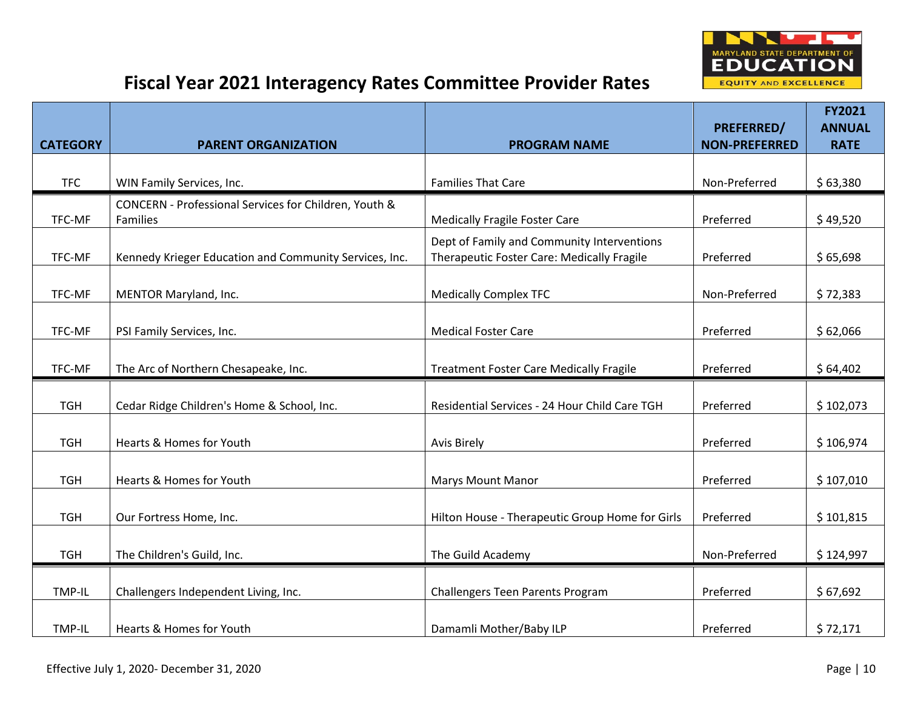# Fiscal Year 2021 Interagency Rates Committee Provider Rates

| CATEGORY | PARENT ORGANIZATION | PROGRAM NAME | PREFERRED/ NON-PREFERRED | FY2021 ANNUAL RATE |
|---|---|---|---|---|
| TFC | WIN Family Services, Inc. | Families That Care | Non-Preferred | $ 63,380 |
| TFC-MF | CONCERN - Professional Services for Children, Youth & Families | Medically Fragile Foster Care | Preferred | $ 49,520 |
| TFC-MF | Kennedy Krieger Education and Community Services, Inc. | Dept of Family and Community Interventions Therapeutic Foster Care: Medically Fragile | Preferred | $ 65,698 |
| TFC-MF | MENTOR Maryland, Inc. | Medically Complex TFC | Non-Preferred | $ 72,383 |
| TFC-MF | PSI Family Services, Inc. | Medical Foster Care | Preferred | $ 62,066 |
| TFC-MF | The Arc of Northern Chesapeake, Inc. | Treatment Foster Care Medically Fragile | Preferred | $ 64,402 |
| TGH | Cedar Ridge Children's Home & School, Inc. | Residential Services - 24 Hour Child Care TGH | Preferred | $ 102,073 |
| TGH | Hearts & Homes for Youth | Avis Birely | Preferred | $ 106,974 |
| TGH | Hearts & Homes for Youth | Marys Mount Manor | Preferred | $ 107,010 |
| TGH | Our Fortress Home, Inc. | Hilton House - Therapeutic Group Home for Girls | Preferred | $ 101,815 |
| TGH | The Children's Guild, Inc. | The Guild Academy | Non-Preferred | $ 124,997 |
| TMP-IL | Challengers Independent Living, Inc. | Challengers Teen Parents Program | Preferred | $ 67,692 |
| TMP-IL | Hearts & Homes for Youth | Damamli Mother/Baby ILP | Preferred | $ 72,171 |

Effective July 1, 2020- December 31, 2020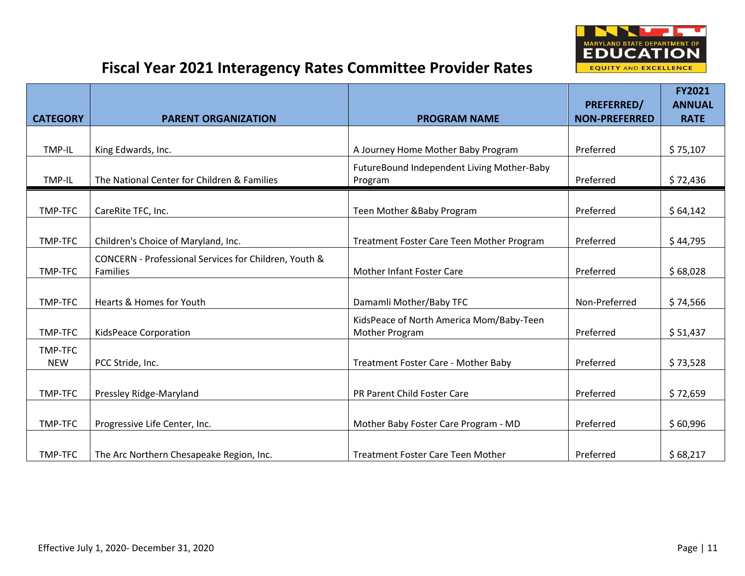# Fiscal Year 2021 Interagency Rates Committee Provider Rates

| CATEGORY | PARENT ORGANIZATION | PROGRAM NAME | PREFERRED/ NON-PREFERRED | FY2021 ANNUAL RATE |
|---|---|---|---|---|
| TMP-IL | King Edwards, Inc. | A Journey Home Mother Baby Program | Preferred | $ 75,107 |
| TMP-IL | The National Center for Children & Families | FutureBound Independent Living Mother-Baby Program | Preferred | $ 72,436 |
| TMP-TFC | CareRite TFC, Inc. | Teen Mother &Baby Program | Preferred | $ 64,142 |
| TMP-TFC | Children's Choice of Maryland, Inc. | Treatment Foster Care Teen Mother Program | Preferred | $ 44,795 |
| TMP-TFC | CONCERN - Professional Services for Children, Youth & Families | Mother Infant Foster Care | Preferred | $ 68,028 |
| TMP-TFC | Hearts & Homes for Youth | Damamli Mother/Baby TFC | Non-Preferred | $ 74,566 |
| TMP-TFC | KidsPeace Corporation | KidsPeace of North America Mom/Baby-Teen Mother Program | Preferred | $ 51,437 |
| TMP-TFC NEW | PCC Stride, Inc. | Treatment Foster Care - Mother Baby | Preferred | $ 73,528 |
| TMP-TFC | Pressley Ridge-Maryland | PR Parent Child Foster Care | Preferred | $ 72,659 |
| TMP-TFC | Progressive Life Center, Inc. | Mother Baby Foster Care Program - MD | Preferred | $ 60,996 |
| TMP-TFC | The Arc Northern Chesapeake Region, Inc. | Treatment Foster Care Teen Mother | Preferred | $ 68,217 |

Effective July 1, 2020- December 31, 2020